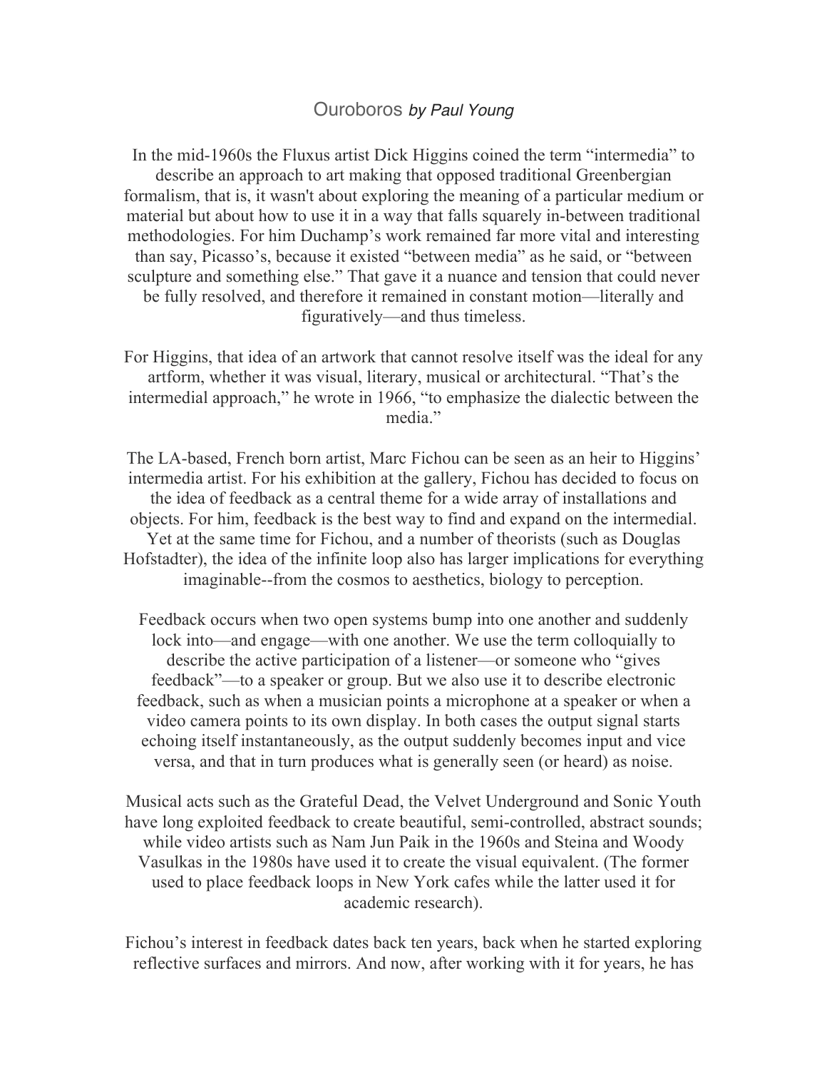# Ouroboros *by Paul Young*

In the mid-1960s the Fluxus artist Dick Higgins coined the term "intermedia" to describe an approach to art making that opposed traditional Greenbergian formalism, that is, it wasn't about exploring the meaning of a particular medium or material but about how to use it in a way that falls squarely in-between traditional methodologies. For him Duchamp's work remained far more vital and interesting than say, Picasso's, because it existed "between media" as he said, or "between sculpture and something else." That gave it a nuance and tension that could never be fully resolved, and therefore it remained in constant motion—literally and figuratively—and thus timeless.

For Higgins, that idea of an artwork that cannot resolve itself was the ideal for any artform, whether it was visual, literary, musical or architectural. "That's the intermedial approach," he wrote in 1966, "to emphasize the dialectic between the media."

The LA-based, French born artist, Marc Fichou can be seen as an heir to Higgins' intermedia artist. For his exhibition at the gallery, Fichou has decided to focus on the idea of feedback as a central theme for a wide array of installations and objects. For him, feedback is the best way to find and expand on the intermedial. Yet at the same time for Fichou, and a number of theorists (such as Douglas Hofstadter), the idea of the infinite loop also has larger implications for everything imaginable--from the cosmos to aesthetics, biology to perception.

Feedback occurs when two open systems bump into one another and suddenly lock into—and engage—with one another. We use the term colloquially to describe the active participation of a listener—or someone who "gives feedback"—to a speaker or group. But we also use it to describe electronic feedback, such as when a musician points a microphone at a speaker or when a video camera points to its own display. In both cases the output signal starts echoing itself instantaneously, as the output suddenly becomes input and vice versa, and that in turn produces what is generally seen (or heard) as noise.

Musical acts such as the Grateful Dead, the Velvet Underground and Sonic Youth have long exploited feedback to create beautiful, semi-controlled, abstract sounds; while video artists such as Nam Jun Paik in the 1960s and Steina and Woody Vasulkas in the 1980s have used it to create the visual equivalent. (The former used to place feedback loops in New York cafes while the latter used it for academic research).

Fichou's interest in feedback dates back ten years, back when he started exploring reflective surfaces and mirrors. And now, after working with it for years, he has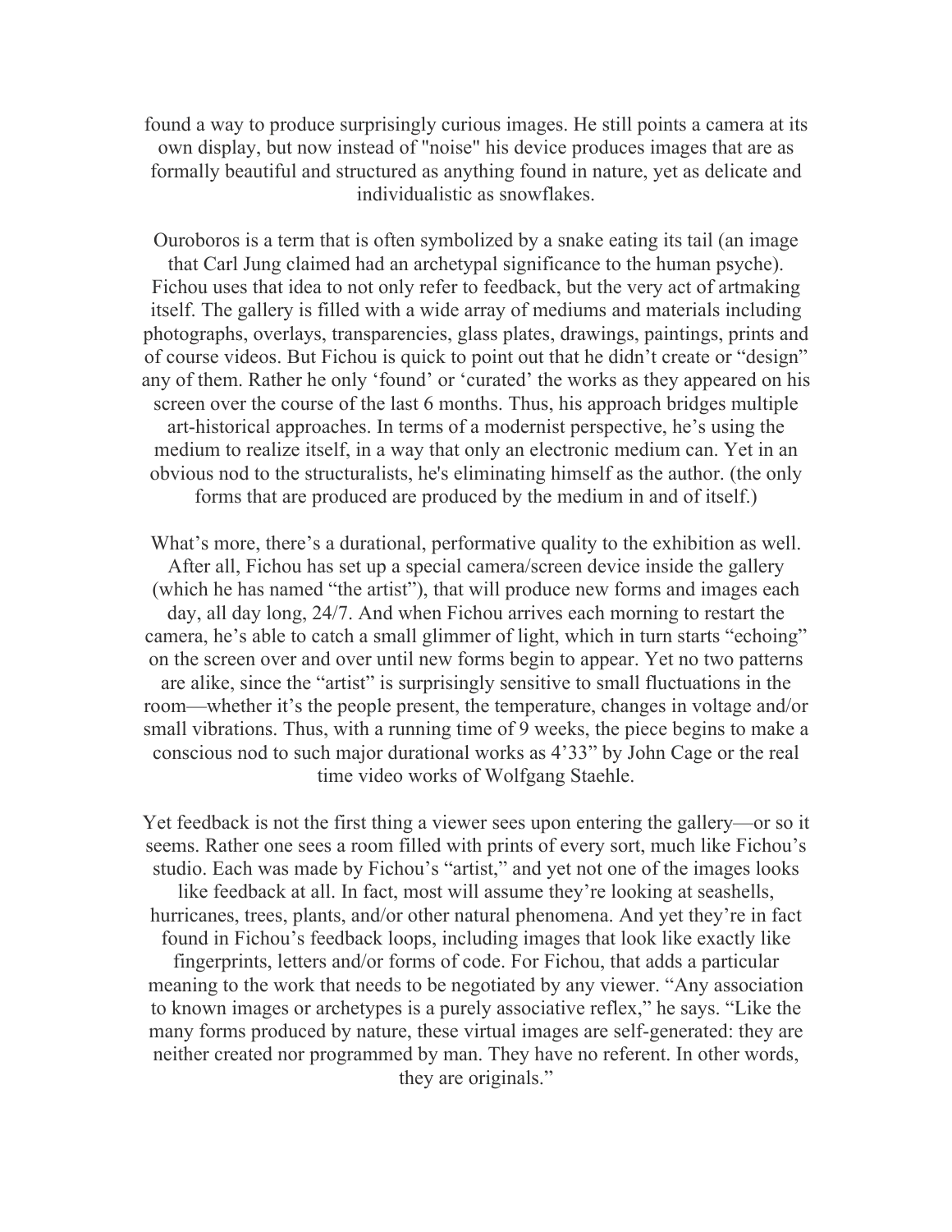found a way to produce surprisingly curious images. He still points a camera at its own display, but now instead of "noise" his device produces images that are as formally beautiful and structured as anything found in nature, yet as delicate and individualistic as snowflakes.

Ouroboros is a term that is often symbolized by a snake eating its tail (an image that Carl Jung claimed had an archetypal significance to the human psyche). Fichou uses that idea to not only refer to feedback, but the very act of artmaking itself. The gallery is filled with a wide array of mediums and materials including photographs, overlays, transparencies, glass plates, drawings, paintings, prints and of course videos. But Fichou is quick to point out that he didn't create or "design" any of them. Rather he only 'found' or 'curated' the works as they appeared on his screen over the course of the last 6 months. Thus, his approach bridges multiple art-historical approaches. In terms of a modernist perspective, he's using the medium to realize itself, in a way that only an electronic medium can. Yet in an obvious nod to the structuralists, he's eliminating himself as the author. (the only forms that are produced are produced by the medium in and of itself.)

What's more, there's a durational, performative quality to the exhibition as well. After all, Fichou has set up a special camera/screen device inside the gallery (which he has named "the artist"), that will produce new forms and images each day, all day long, 24/7. And when Fichou arrives each morning to restart the camera, he's able to catch a small glimmer of light, which in turn starts "echoing" on the screen over and over until new forms begin to appear. Yet no two patterns are alike, since the "artist" is surprisingly sensitive to small fluctuations in the room—whether it's the people present, the temperature, changes in voltage and/or small vibrations. Thus, with a running time of 9 weeks, the piece begins to make a conscious nod to such major durational works as 4'33" by John Cage or the real time video works of Wolfgang Staehle.

Yet feedback is not the first thing a viewer sees upon entering the gallery—or so it seems. Rather one sees a room filled with prints of every sort, much like Fichou's studio. Each was made by Fichou's "artist," and yet not one of the images looks like feedback at all. In fact, most will assume they're looking at seashells, hurricanes, trees, plants, and/or other natural phenomena. And yet they're in fact found in Fichou's feedback loops, including images that look like exactly like fingerprints, letters and/or forms of code. For Fichou, that adds a particular meaning to the work that needs to be negotiated by any viewer. "Any association to known images or archetypes is a purely associative reflex," he says. "Like the many forms produced by nature, these virtual images are self-generated: they are neither created nor programmed by man. They have no referent. In other words, they are originals."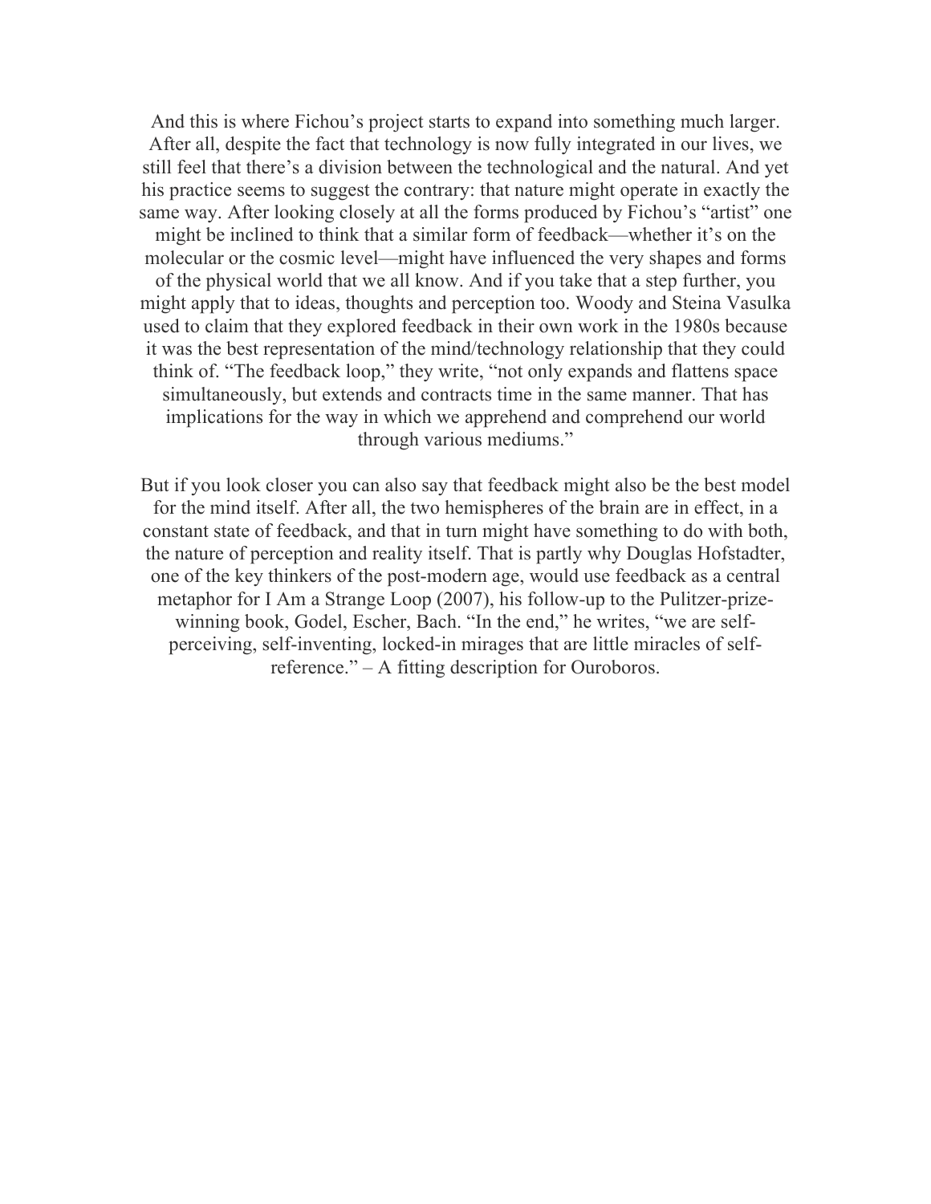And this is where Fichou's project starts to expand into something much larger. After all, despite the fact that technology is now fully integrated in our lives, we still feel that there's a division between the technological and the natural. And yet his practice seems to suggest the contrary: that nature might operate in exactly the same way. After looking closely at all the forms produced by Fichou's "artist" one might be inclined to think that a similar form of feedback—whether it's on the molecular or the cosmic level—might have influenced the very shapes and forms of the physical world that we all know. And if you take that a step further, you might apply that to ideas, thoughts and perception too. Woody and Steina Vasulka used to claim that they explored feedback in their own work in the 1980s because it was the best representation of the mind/technology relationship that they could think of. "The feedback loop," they write, "not only expands and flattens space simultaneously, but extends and contracts time in the same manner. That has implications for the way in which we apprehend and comprehend our world through various mediums."

But if you look closer you can also say that feedback might also be the best model for the mind itself. After all, the two hemispheres of the brain are in effect, in a constant state of feedback, and that in turn might have something to do with both, the nature of perception and reality itself. That is partly why Douglas Hofstadter, one of the key thinkers of the post-modern age, would use feedback as a central metaphor for I Am a Strange Loop (2007), his follow-up to the Pulitzer-prize-winning book, Godel, Escher, Bach. "In the end," he writes, "we are self-perceiving, self-inventing, locked-in mirages that are little miracles of self-reference." – A fitting description for Ouroboros.